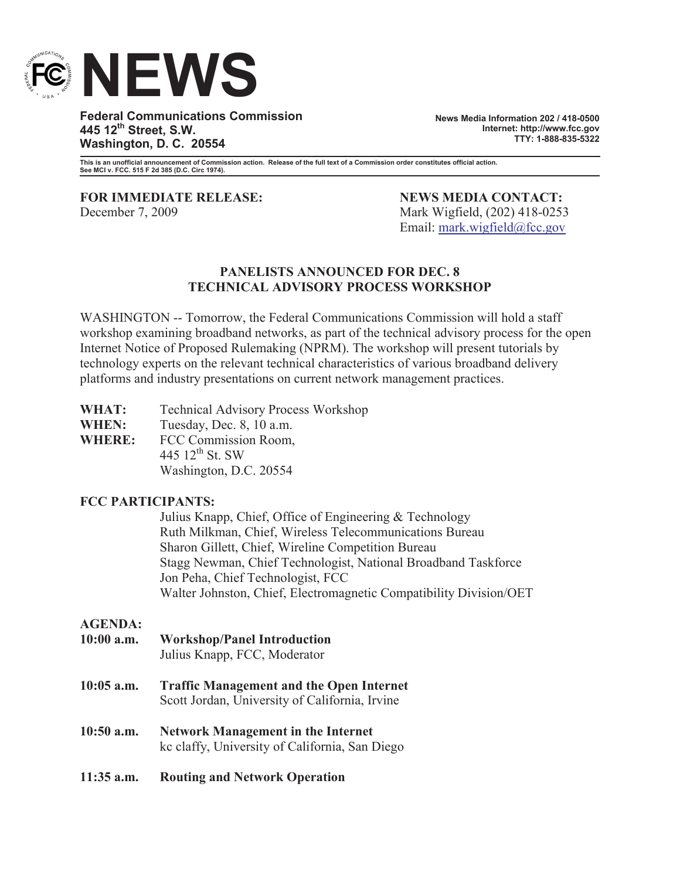# NEWS

**Federal Communications Commission**
**445 12th Street, S.W.**
**Washington, D. C. 20554**

**News Media Information 202 / 418-0500**
**Internet: http://www.fcc.gov**
**TTY: 1-888-835-5322**

**This is an unofficial announcement of Commission action. Release of the full text of a Commission order constitutes official action. See MCI v. FCC. 515 F 2d 385 (D.C. Circ 1974).**

**FOR IMMEDIATE RELEASE:**
December 7, 2009

**NEWS MEDIA CONTACT:**
Mark Wigfield, (202) 418-0253
Email: mark.wigfield@fcc.gov

## PANELISTS ANNOUNCED FOR DEC. 8 TECHNICAL ADVISORY PROCESS WORKSHOP

WASHINGTON -- Tomorrow, the Federal Communications Commission will hold a staff workshop examining broadband networks, as part of the technical advisory process for the open Internet Notice of Proposed Rulemaking (NPRM). The workshop will present tutorials by technology experts on the relevant technical characteristics of various broadband delivery platforms and industry presentations on current network management practices.

**WHAT:** Technical Advisory Process Workshop
**WHEN:** Tuesday, Dec. 8, 10 a.m.
**WHERE:** FCC Commission Room,
445 12th St. SW
Washington, D.C. 20554

**FCC PARTICIPANTS:**

Julius Knapp, Chief, Office of Engineering & Technology
Ruth Milkman, Chief, Wireless Telecommunications Bureau
Sharon Gillett, Chief, Wireline Competition Bureau
Stagg Newman, Chief Technologist, National Broadband Taskforce
Jon Peha, Chief Technologist, FCC
Walter Johnston, Chief, Electromagnetic Compatibility Division/OET

**AGENDA:**

**10:00 a.m.** **Workshop/Panel Introduction**
Julius Knapp, FCC, Moderator

**10:05 a.m.** **Traffic Management and the Open Internet**
Scott Jordan, University of California, Irvine

**10:50 a.m.** **Network Management in the Internet**
kc claffy, University of California, San Diego

**11:35 a.m.** **Routing and Network Operation**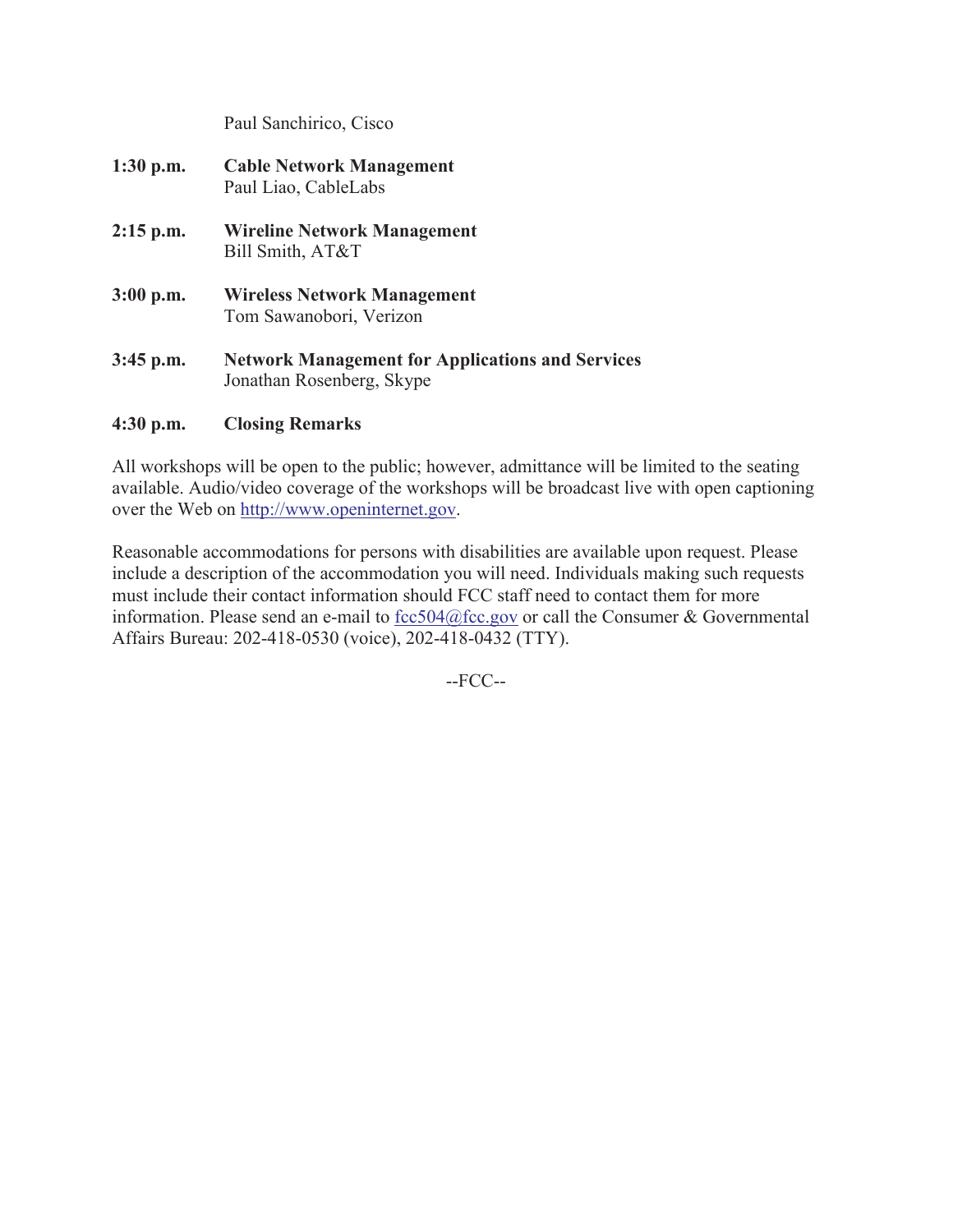Paul Sanchirico, Cisco

**1:30 p.m.** **Cable Network Management**
Paul Liao, CableLabs

**2:15 p.m.** **Wireline Network Management**
Bill Smith, AT&T

**3:00 p.m.** **Wireless Network Management**
Tom Sawanobori, Verizon

**3:45 p.m.** **Network Management for Applications and Services**
Jonathan Rosenberg, Skype

**4:30 p.m.** **Closing Remarks**

All workshops will be open to the public; however, admittance will be limited to the seating available. Audio/video coverage of the workshops will be broadcast live with open captioning over the Web on http://www.openinternet.gov.

Reasonable accommodations for persons with disabilities are available upon request. Please include a description of the accommodation you will need. Individuals making such requests must include their contact information should FCC staff need to contact them for more information. Please send an e-mail to fcc504@fcc.gov or call the Consumer & Governmental Affairs Bureau: 202-418-0530 (voice), 202-418-0432 (TTY).

--FCC--